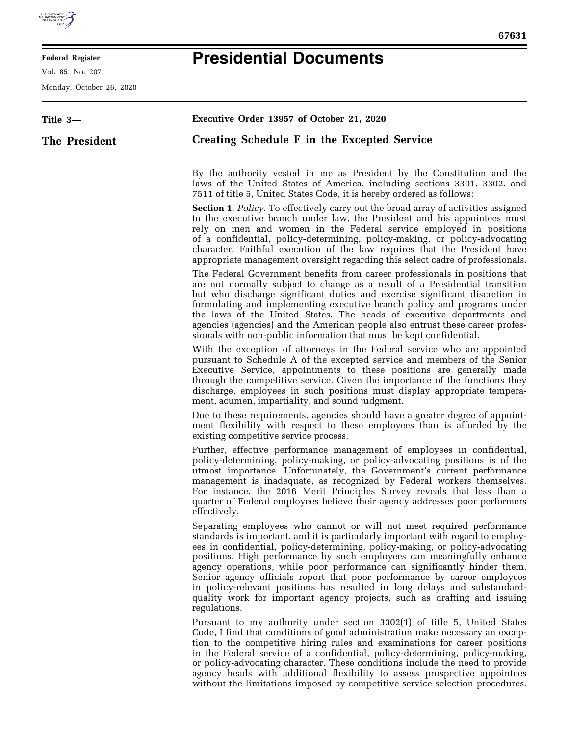# Presidential Documents

**Title 3—**

**The President**

**Executive Order 13957 of October 21, 2020**

## Creating Schedule F in the Excepted Service

By the authority vested in me as President by the Constitution and the laws of the United States of America, including sections 3301, 3302, and 7511 of title 5, United States Code, it is hereby ordered as follows:

**Section 1**. *Policy.* To effectively carry out the broad array of activities assigned to the executive branch under law, the President and his appointees must rely on men and women in the Federal service employed in positions of a confidential, policy-determining, policy-making, or policy-advocating character. Faithful execution of the law requires that the President have appropriate management oversight regarding this select cadre of professionals.

The Federal Government benefits from career professionals in positions that are not normally subject to change as a result of a Presidential transition but who discharge significant duties and exercise significant discretion in formulating and implementing executive branch policy and programs under the laws of the United States. The heads of executive departments and agencies (agencies) and the American people also entrust these career professionals with non-public information that must be kept confidential.

With the exception of attorneys in the Federal service who are appointed pursuant to Schedule A of the excepted service and members of the Senior Executive Service, appointments to these positions are generally made through the competitive service. Given the importance of the functions they discharge, employees in such positions must display appropriate temperament, acumen, impartiality, and sound judgment.

Due to these requirements, agencies should have a greater degree of appointment flexibility with respect to these employees than is afforded by the existing competitive service process.

Further, effective performance management of employees in confidential, policy-determining, policy-making, or policy-advocating positions is of the utmost importance. Unfortunately, the Government's current performance management is inadequate, as recognized by Federal workers themselves. For instance, the 2016 Merit Principles Survey reveals that less than a quarter of Federal employees believe their agency addresses poor performers effectively.

Separating employees who cannot or will not meet required performance standards is important, and it is particularly important with regard to employees in confidential, policy-determining, policy-making, or policy-advocating positions. High performance by such employees can meaningfully enhance agency operations, while poor performance can significantly hinder them. Senior agency officials report that poor performance by career employees in policy-relevant positions has resulted in long delays and substandard-quality work for important agency projects, such as drafting and issuing regulations.

Pursuant to my authority under section 3302(1) of title 5, United States Code, I find that conditions of good administration make necessary an exception to the competitive hiring rules and examinations for career positions in the Federal service of a confidential, policy-determining, policy-making, or policy-advocating character. These conditions include the need to provide agency heads with additional flexibility to assess prospective appointees without the limitations imposed by competitive service selection procedures.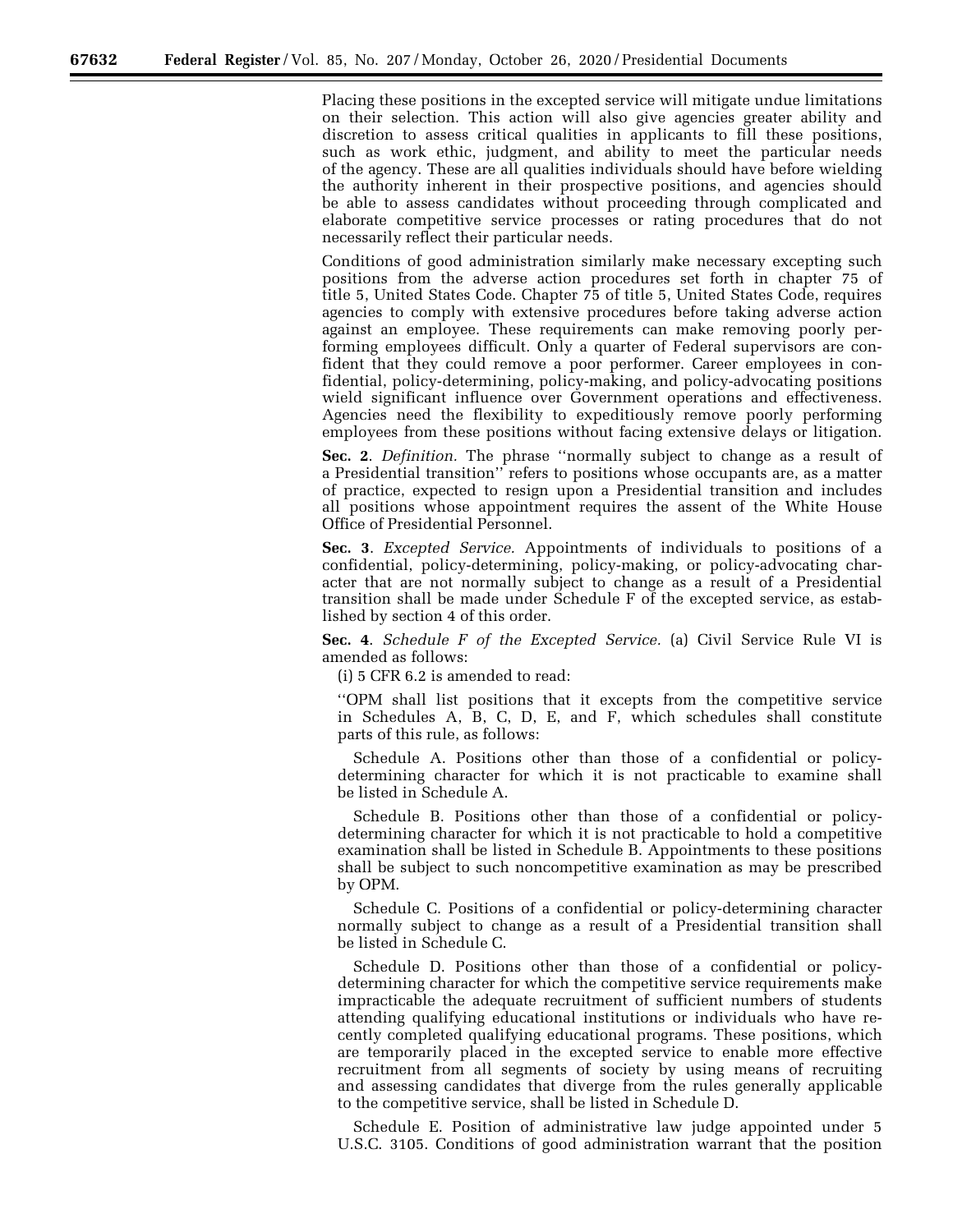Placing these positions in the excepted service will mitigate undue limitations on their selection. This action will also give agencies greater ability and discretion to assess critical qualities in applicants to fill these positions, such as work ethic, judgment, and ability to meet the particular needs of the agency. These are all qualities individuals should have before wielding the authority inherent in their prospective positions, and agencies should be able to assess candidates without proceeding through complicated and elaborate competitive service processes or rating procedures that do not necessarily reflect their particular needs.

Conditions of good administration similarly make necessary excepting such positions from the adverse action procedures set forth in chapter 75 of title 5, United States Code. Chapter 75 of title 5, United States Code, requires agencies to comply with extensive procedures before taking adverse action against an employee. These requirements can make removing poorly performing employees difficult. Only a quarter of Federal supervisors are confident that they could remove a poor performer. Career employees in confidential, policy-determining, policy-making, and policy-advocating positions wield significant influence over Government operations and effectiveness. Agencies need the flexibility to expeditiously remove poorly performing employees from these positions without facing extensive delays or litigation.

**Sec. 2**. *Definition.* The phrase ''normally subject to change as a result of a Presidential transition'' refers to positions whose occupants are, as a matter of practice, expected to resign upon a Presidential transition and includes all positions whose appointment requires the assent of the White House Office of Presidential Personnel.

**Sec. 3**. *Excepted Service.* Appointments of individuals to positions of a confidential, policy-determining, policy-making, or policy-advocating character that are not normally subject to change as a result of a Presidential transition shall be made under Schedule F of the excepted service, as established by section 4 of this order.

**Sec. 4**. *Schedule F of the Excepted Service.* (a) Civil Service Rule VI is amended as follows:

(i) 5 CFR 6.2 is amended to read:

''OPM shall list positions that it excepts from the competitive service in Schedules A, B, C, D, E, and F, which schedules shall constitute parts of this rule, as follows:

Schedule A. Positions other than those of a confidential or policy-determining character for which it is not practicable to examine shall be listed in Schedule A.

Schedule B. Positions other than those of a confidential or policy-determining character for which it is not practicable to hold a competitive examination shall be listed in Schedule B. Appointments to these positions shall be subject to such noncompetitive examination as may be prescribed by OPM.

Schedule C. Positions of a confidential or policy-determining character normally subject to change as a result of a Presidential transition shall be listed in Schedule C.

Schedule D. Positions other than those of a confidential or policy-determining character for which the competitive service requirements make impracticable the adequate recruitment of sufficient numbers of students attending qualifying educational institutions or individuals who have recently completed qualifying educational programs. These positions, which are temporarily placed in the excepted service to enable more effective recruitment from all segments of society by using means of recruiting and assessing candidates that diverge from the rules generally applicable to the competitive service, shall be listed in Schedule D.

Schedule E. Position of administrative law judge appointed under 5 U.S.C. 3105. Conditions of good administration warrant that the position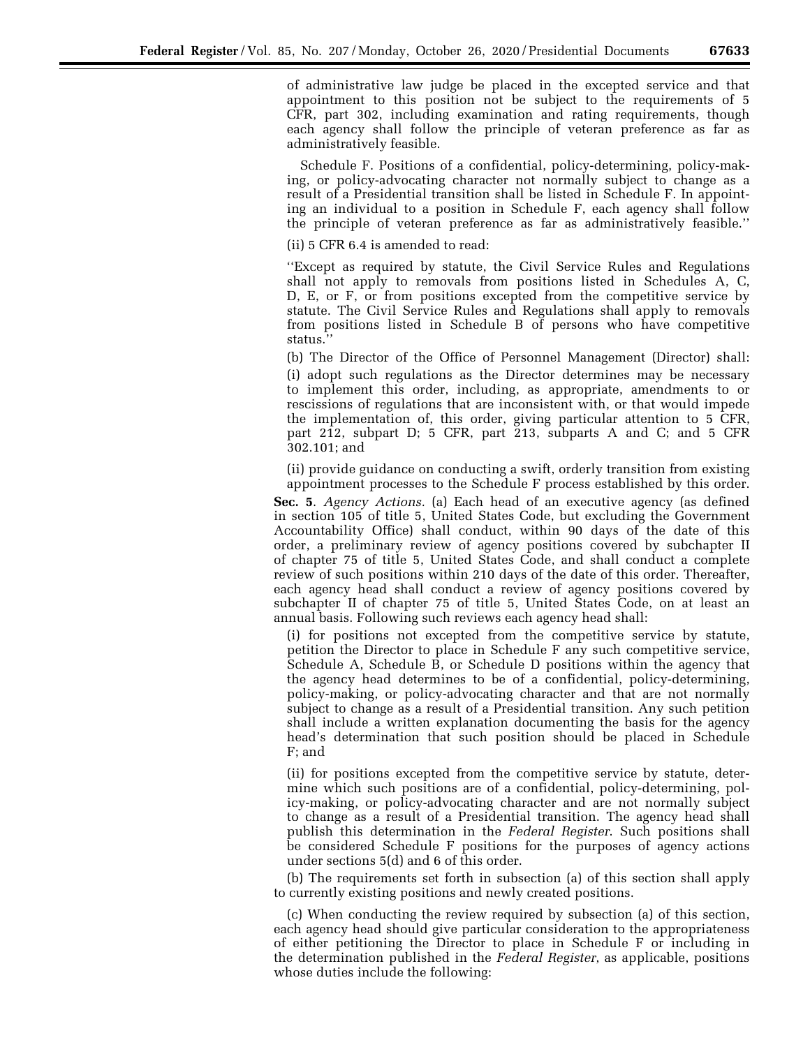of administrative law judge be placed in the excepted service and that appointment to this position not be subject to the requirements of 5 CFR, part 302, including examination and rating requirements, though each agency shall follow the principle of veteran preference as far as administratively feasible.

Schedule F. Positions of a confidential, policy-determining, policy-making, or policy-advocating character not normally subject to change as a result of a Presidential transition shall be listed in Schedule F. In appointing an individual to a position in Schedule F, each agency shall follow the principle of veteran preference as far as administratively feasible.''

(ii) 5 CFR 6.4 is amended to read:

''Except as required by statute, the Civil Service Rules and Regulations shall not apply to removals from positions listed in Schedules A, C, D, E, or F, or from positions excepted from the competitive service by statute. The Civil Service Rules and Regulations shall apply to removals from positions listed in Schedule B of persons who have competitive status.''

(b) The Director of the Office of Personnel Management (Director) shall:

(i) adopt such regulations as the Director determines may be necessary to implement this order, including, as appropriate, amendments to or rescissions of regulations that are inconsistent with, or that would impede the implementation of, this order, giving particular attention to 5 CFR, part 212, subpart D; 5 CFR, part 213, subparts A and C; and 5 CFR 302.101; and

(ii) provide guidance on conducting a swift, orderly transition from existing appointment processes to the Schedule F process established by this order.

**Sec. 5**. *Agency Actions.* (a) Each head of an executive agency (as defined in section 105 of title 5, United States Code, but excluding the Government Accountability Office) shall conduct, within 90 days of the date of this order, a preliminary review of agency positions covered by subchapter II of chapter 75 of title 5, United States Code, and shall conduct a complete review of such positions within 210 days of the date of this order. Thereafter, each agency head shall conduct a review of agency positions covered by subchapter II of chapter 75 of title 5, United States Code, on at least an annual basis. Following such reviews each agency head shall:

(i) for positions not excepted from the competitive service by statute, petition the Director to place in Schedule F any such competitive service, Schedule A, Schedule B, or Schedule D positions within the agency that the agency head determines to be of a confidential, policy-determining, policy-making, or policy-advocating character and that are not normally subject to change as a result of a Presidential transition. Any such petition shall include a written explanation documenting the basis for the agency head's determination that such position should be placed in Schedule F; and

(ii) for positions excepted from the competitive service by statute, determine which such positions are of a confidential, policy-determining, policy-making, or policy-advocating character and are not normally subject to change as a result of a Presidential transition. The agency head shall publish this determination in the *Federal Register*. Such positions shall be considered Schedule F positions for the purposes of agency actions under sections 5(d) and 6 of this order.

(b) The requirements set forth in subsection (a) of this section shall apply to currently existing positions and newly created positions.

(c) When conducting the review required by subsection (a) of this section, each agency head should give particular consideration to the appropriateness of either petitioning the Director to place in Schedule F or including in the determination published in the *Federal Register*, as applicable, positions whose duties include the following: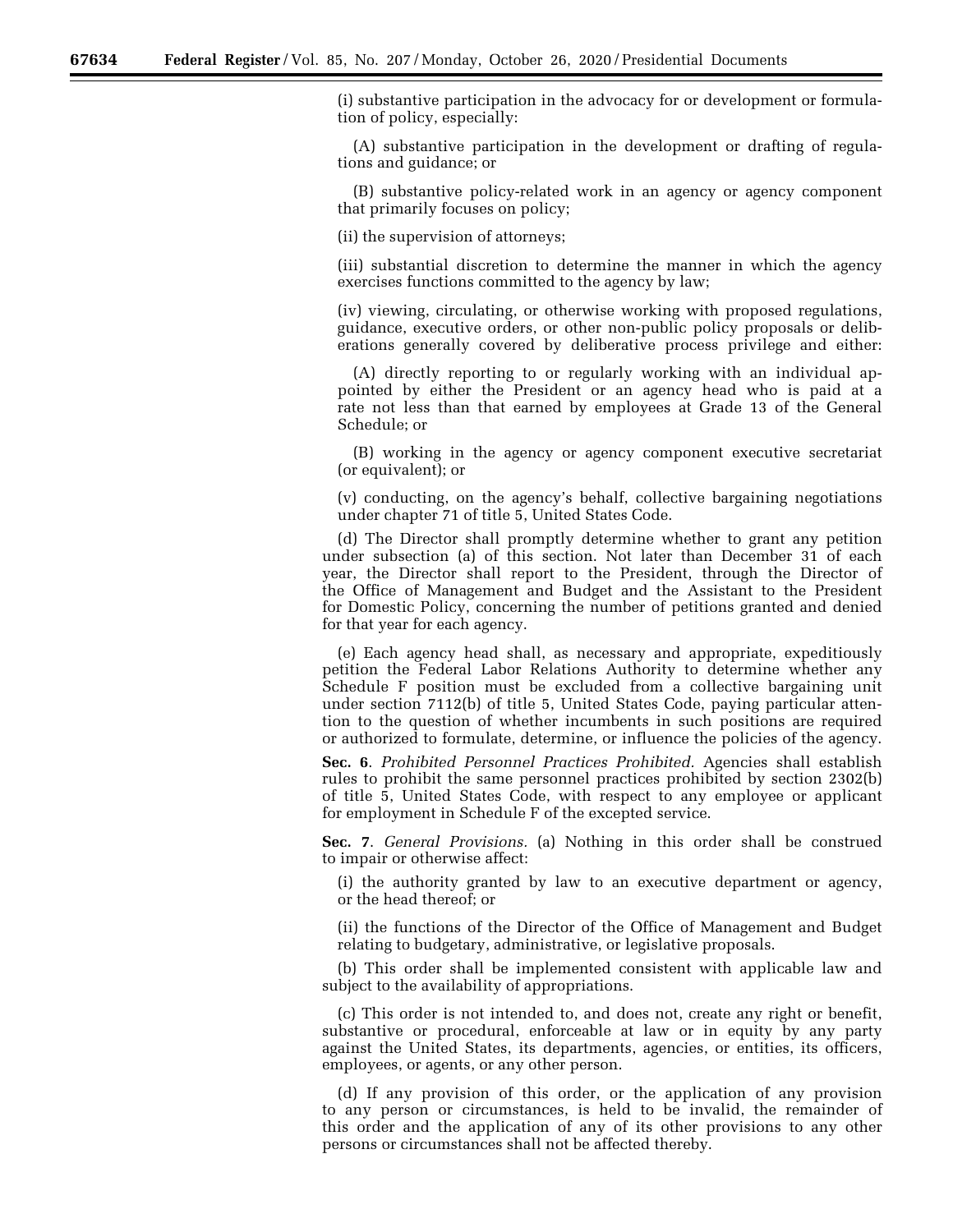(i) substantive participation in the advocacy for or development or formulation of policy, especially:

(A) substantive participation in the development or drafting of regulations and guidance; or

(B) substantive policy-related work in an agency or agency component that primarily focuses on policy;

(ii) the supervision of attorneys;

(iii) substantial discretion to determine the manner in which the agency exercises functions committed to the agency by law;

(iv) viewing, circulating, or otherwise working with proposed regulations, guidance, executive orders, or other non-public policy proposals or deliberations generally covered by deliberative process privilege and either:

(A) directly reporting to or regularly working with an individual appointed by either the President or an agency head who is paid at a rate not less than that earned by employees at Grade 13 of the General Schedule; or

(B) working in the agency or agency component executive secretariat (or equivalent); or

(v) conducting, on the agency's behalf, collective bargaining negotiations under chapter 71 of title 5, United States Code.

(d) The Director shall promptly determine whether to grant any petition under subsection (a) of this section. Not later than December 31 of each year, the Director shall report to the President, through the Director of the Office of Management and Budget and the Assistant to the President for Domestic Policy, concerning the number of petitions granted and denied for that year for each agency.

(e) Each agency head shall, as necessary and appropriate, expeditiously petition the Federal Labor Relations Authority to determine whether any Schedule F position must be excluded from a collective bargaining unit under section 7112(b) of title 5, United States Code, paying particular attention to the question of whether incumbents in such positions are required or authorized to formulate, determine, or influence the policies of the agency.

**Sec. 6**. *Prohibited Personnel Practices Prohibited.* Agencies shall establish rules to prohibit the same personnel practices prohibited by section 2302(b) of title 5, United States Code, with respect to any employee or applicant for employment in Schedule F of the excepted service.

**Sec. 7**. *General Provisions.* (a) Nothing in this order shall be construed to impair or otherwise affect:

(i) the authority granted by law to an executive department or agency, or the head thereof; or

(ii) the functions of the Director of the Office of Management and Budget relating to budgetary, administrative, or legislative proposals.

(b) This order shall be implemented consistent with applicable law and subject to the availability of appropriations.

(c) This order is not intended to, and does not, create any right or benefit, substantive or procedural, enforceable at law or in equity by any party against the United States, its departments, agencies, or entities, its officers, employees, or agents, or any other person.

(d) If any provision of this order, or the application of any provision to any person or circumstances, is held to be invalid, the remainder of this order and the application of any of its other provisions to any other persons or circumstances shall not be affected thereby.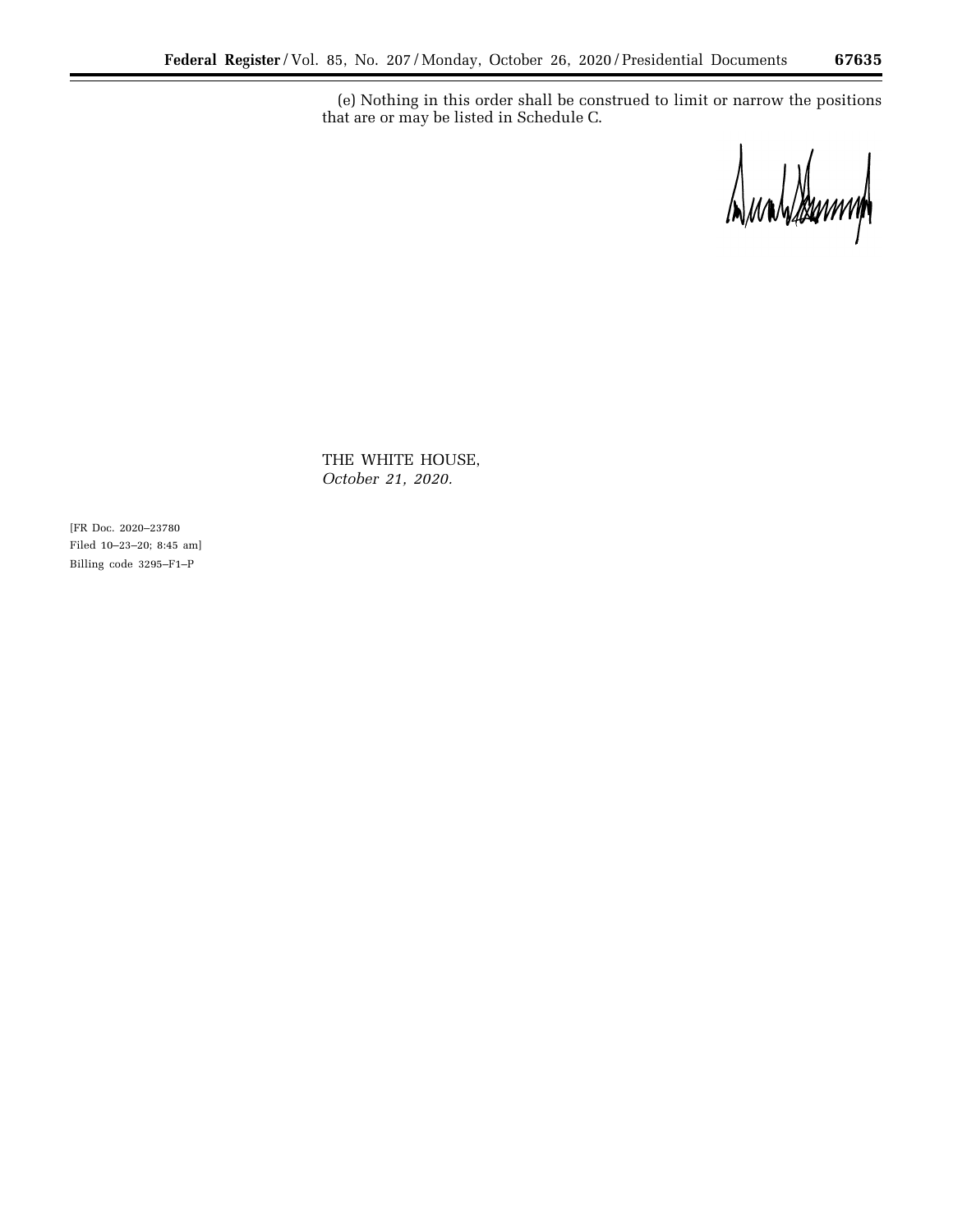(e) Nothing in this order shall be construed to limit or narrow the positions that are or may be listed in Schedule C.

THE WHITE HOUSE,
*October 21, 2020.*

[FR Doc. 2020–23780
Filed 10–23–20; 8:45 am]
Billing code 3295–F1–P